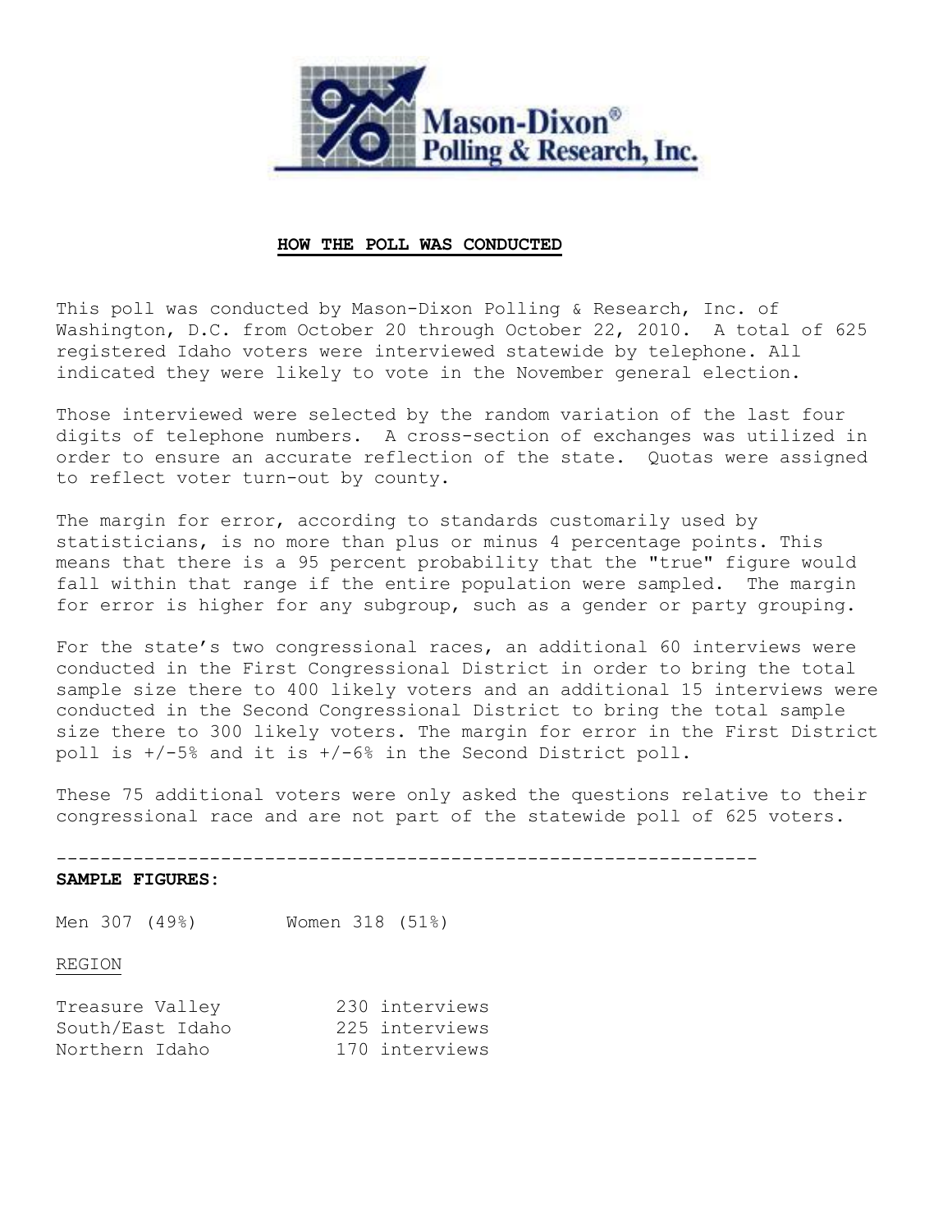Mason-Dixon® Polling & Research, Inc.

## HOW THE POLL WAS CONDUCTED

This poll was conducted by Mason-Dixon Polling & Research, Inc. of Washington, D.C. from October 20 through October 22, 2010. A total of 625 registered Idaho voters were interviewed statewide by telephone. All indicated they were likely to vote in the November general election.

Those interviewed were selected by the random variation of the last four digits of telephone numbers. A cross-section of exchanges was utilized in order to ensure an accurate reflection of the state. Quotas were assigned to reflect voter turn-out by county.

The margin for error, according to standards customarily used by statisticians, is no more than plus or minus 4 percentage points. This means that there is a 95 percent probability that the "true" figure would fall within that range if the entire population were sampled. The margin for error is higher for any subgroup, such as a gender or party grouping.

For the state's two congressional races, an additional 60 interviews were conducted in the First Congressional District in order to bring the total sample size there to 400 likely voters and an additional 15 interviews were conducted in the Second Congressional District to bring the total sample size there to 300 likely voters. The margin for error in the First District poll is +/-5% and it is +/-6% in the Second District poll.

These 75 additional voters were only asked the questions relative to their congressional race and are not part of the statewide poll of 625 voters.

---

**SAMPLE FIGURES:**

Men 307 (49%) Women 318 (51%)

REGION

| | |
|---|---|
| Treasure Valley | 230 interviews |
| South/East Idaho | 225 interviews |
| Northern Idaho | 170 interviews |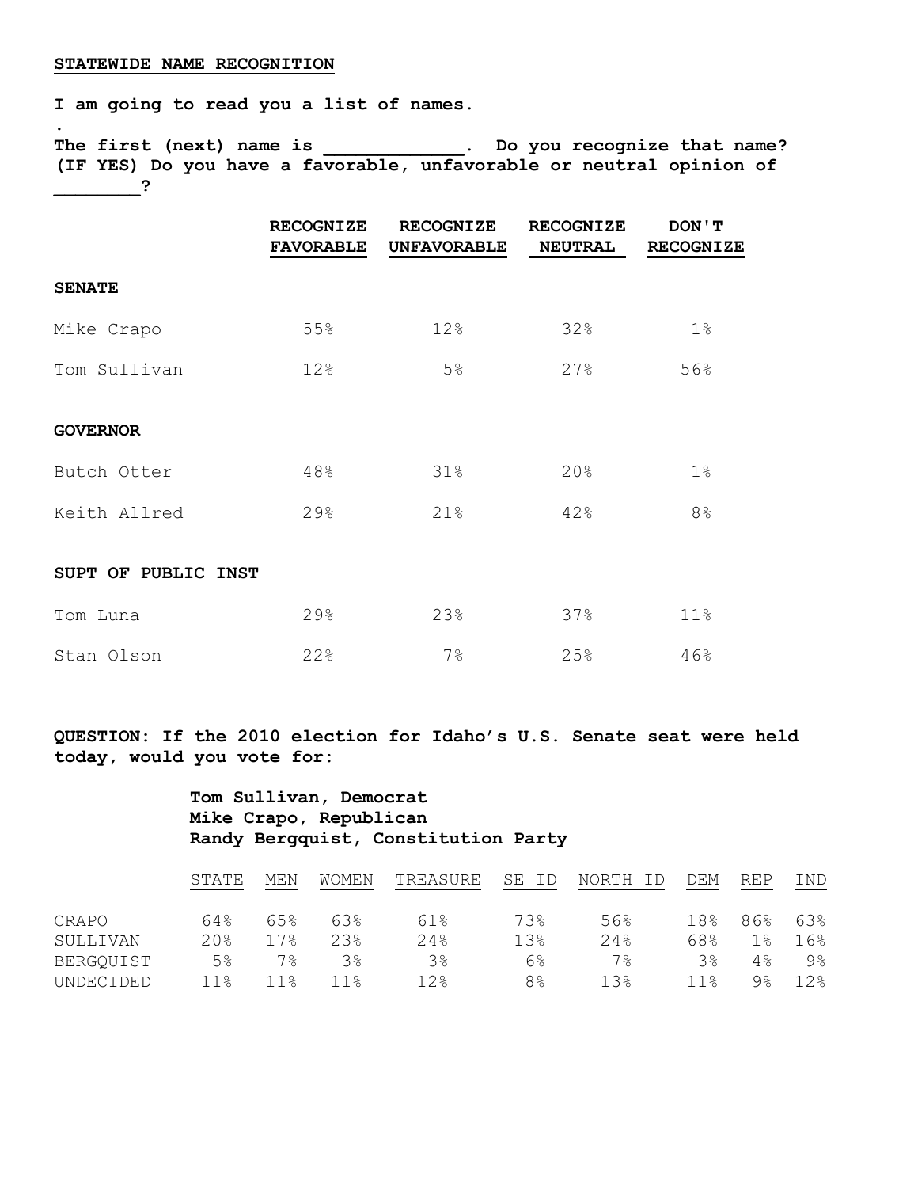**STATEWIDE NAME RECOGNITION**

**I am going to read you a list of names.**

**.**

**The first (next) name is \_\_\_\_\_\_\_\_\_\_\_\_\_. Do you recognize that name? (IF YES) Do you have a favorable, unfavorable or neutral opinion of \_\_\_\_\_\_\_\_?**

| | RECOGNIZE FAVORABLE | RECOGNIZE UNFAVORABLE | RECOGNIZE NEUTRAL | DON'T RECOGNIZE |
|---|---|---|---|---|
| **SENATE** | | | | |
| Mike Crapo | 55% | 12% | 32% | 1% |
| Tom Sullivan | 12% | 5% | 27% | 56% |
| **GOVERNOR** | | | | |
| Butch Otter | 48% | 31% | 20% | 1% |
| Keith Allred | 29% | 21% | 42% | 8% |
| **SUPT OF PUBLIC INST** | | | | |
| Tom Luna | 29% | 23% | 37% | 11% |
| Stan Olson | 22% | 7% | 25% | 46% |

**QUESTION: If the 2010 election for Idaho's U.S. Senate seat were held today, would you vote for:**

**Tom Sullivan, Democrat**
**Mike Crapo, Republican**
**Randy Bergquist, Constitution Party**

| | STATE | MEN | WOMEN | TREASURE | SE ID | NORTH ID | DEM | REP | IND |
|---|---|---|---|---|---|---|---|---|---|
| CRAPO | 64% | 65% | 63% | 61% | 73% | 56% | 18% | 86% | 63% |
| SULLIVAN | 20% | 17% | 23% | 24% | 13% | 24% | 68% | 1% | 16% |
| BERGQUIST | 5% | 7% | 3% | 3% | 6% | 7% | 3% | 4% | 9% |
| UNDECIDED | 11% | 11% | 11% | 12% | 8% | 13% | 11% | 9% | 12% |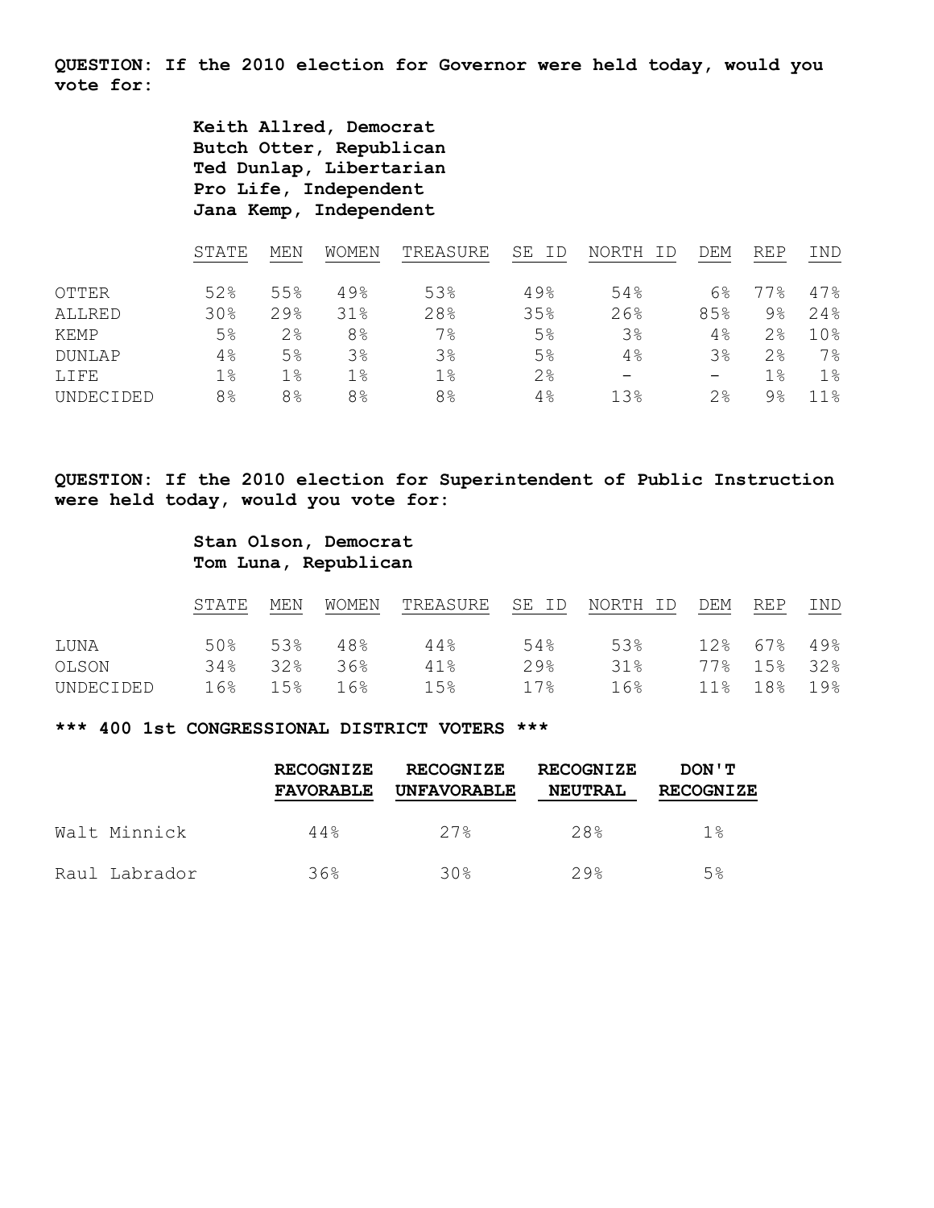**QUESTION: If the 2010 election for Governor were held today, would you vote for:**

**Keith Allred, Democrat**
**Butch Otter, Republican**
**Ted Dunlap, Libertarian**
**Pro Life, Independent**
**Jana Kemp, Independent**

| | STATE | MEN | WOMEN | TREASURE | SE ID | NORTH ID | DEM | REP | IND |
|---|---|---|---|---|---|---|---|---|---|
| OTTER | 52% | 55% | 49% | 53% | 49% | 54% | 6% | 77% | 47% |
| ALLRED | 30% | 29% | 31% | 28% | 35% | 26% | 85% | 9% | 24% |
| KEMP | 5% | 2% | 8% | 7% | 5% | 3% | 4% | 2% | 10% |
| DUNLAP | 4% | 5% | 3% | 3% | 5% | 4% | 3% | 2% | 7% |
| LIFE | 1% | 1% | 1% | 1% | 2% | - | - | 1% | 1% |
| UNDECIDED | 8% | 8% | 8% | 8% | 4% | 13% | 2% | 9% | 11% |

**QUESTION: If the 2010 election for Superintendent of Public Instruction were held today, would you vote for:**

**Stan Olson, Democrat**
**Tom Luna, Republican**

| | STATE | MEN | WOMEN | TREASURE | SE ID | NORTH ID | DEM | REP | IND |
|---|---|---|---|---|---|---|---|---|---|
| LUNA | 50% | 53% | 48% | 44% | 54% | 53% | 12% | 67% | 49% |
| OLSON | 34% | 32% | 36% | 41% | 29% | 31% | 77% | 15% | 32% |
| UNDECIDED | 16% | 15% | 16% | 15% | 17% | 16% | 11% | 18% | 19% |

**\*\*\* 400 1st CONGRESSIONAL DISTRICT VOTERS \*\*\***

| | RECOGNIZE FAVORABLE | RECOGNIZE UNFAVORABLE | RECOGNIZE NEUTRAL | DON'T RECOGNIZE |
|---|---|---|---|---|
| Walt Minnick | 44% | 27% | 28% | 1% |
| Raul Labrador | 36% | 30% | 29% | 5% |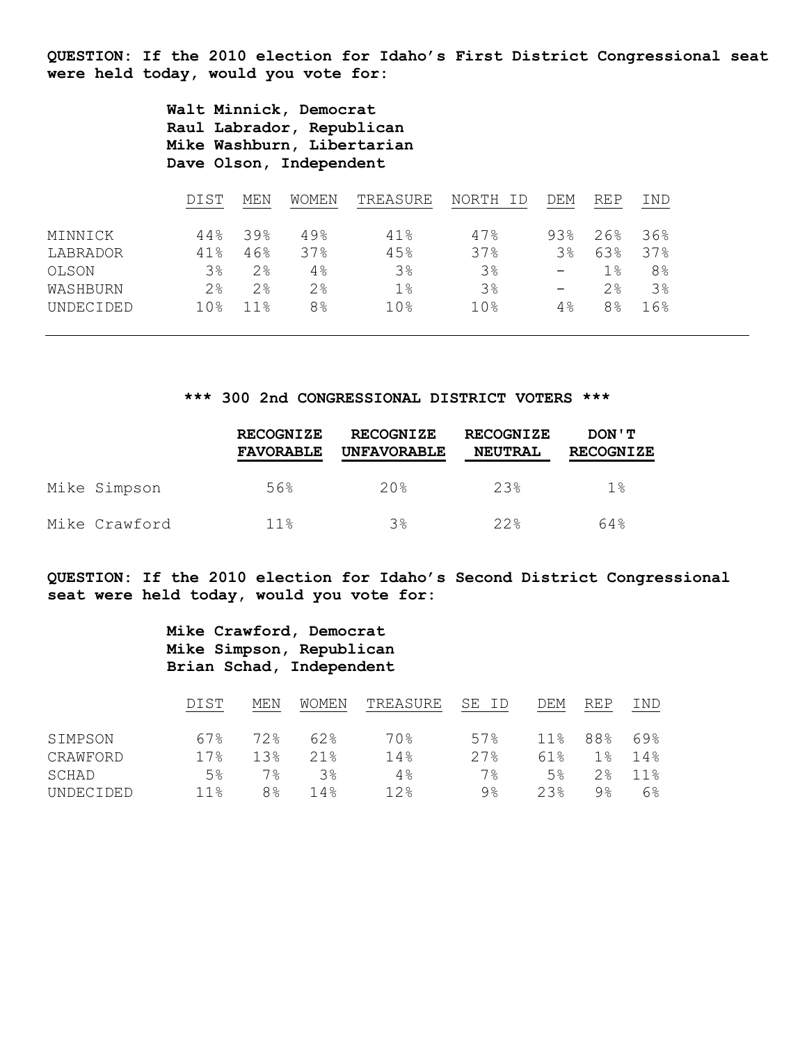**QUESTION: If the 2010 election for Idaho's First District Congressional seat were held today, would you vote for:**

**Walt Minnick, Democrat**
**Raul Labrador, Republican**
**Mike Washburn, Libertarian**
**Dave Olson, Independent**

| | DIST | MEN | WOMEN | TREASURE | NORTH ID | DEM | REP | IND |
|---|---|---|---|---|---|---|---|---|
| MINNICK | 44% | 39% | 49% | 41% | 47% | 93% | 26% | 36% |
| LABRADOR | 41% | 46% | 37% | 45% | 37% | 3% | 63% | 37% |
| OLSON | 3% | 2% | 4% | 3% | 3% | - | 1% | 8% |
| WASHBURN | 2% | 2% | 2% | 1% | 3% | - | 2% | 3% |
| UNDECIDED | 10% | 11% | 8% | 10% | 10% | 4% | 8% | 16% |

---

**\*\*\* 300 2nd CONGRESSIONAL DISTRICT VOTERS \*\*\***

| | RECOGNIZE FAVORABLE | RECOGNIZE UNFAVORABLE | RECOGNIZE NEUTRAL | DON'T RECOGNIZE |
|---|---|---|---|---|
| Mike Simpson | 56% | 20% | 23% | 1% |
| Mike Crawford | 11% | 3% | 22% | 64% |

**QUESTION: If the 2010 election for Idaho's Second District Congressional seat were held today, would you vote for:**

**Mike Crawford, Democrat**
**Mike Simpson, Republican**
**Brian Schad, Independent**

| | DIST | MEN | WOMEN | TREASURE | SE ID | DEM | REP | IND |
|---|---|---|---|---|---|---|---|---|
| SIMPSON | 67% | 72% | 62% | 70% | 57% | 11% | 88% | 69% |
| CRAWFORD | 17% | 13% | 21% | 14% | 27% | 61% | 1% | 14% |
| SCHAD | 5% | 7% | 3% | 4% | 7% | 5% | 2% | 11% |
| UNDECIDED | 11% | 8% | 14% | 12% | 9% | 23% | 9% | 6% |